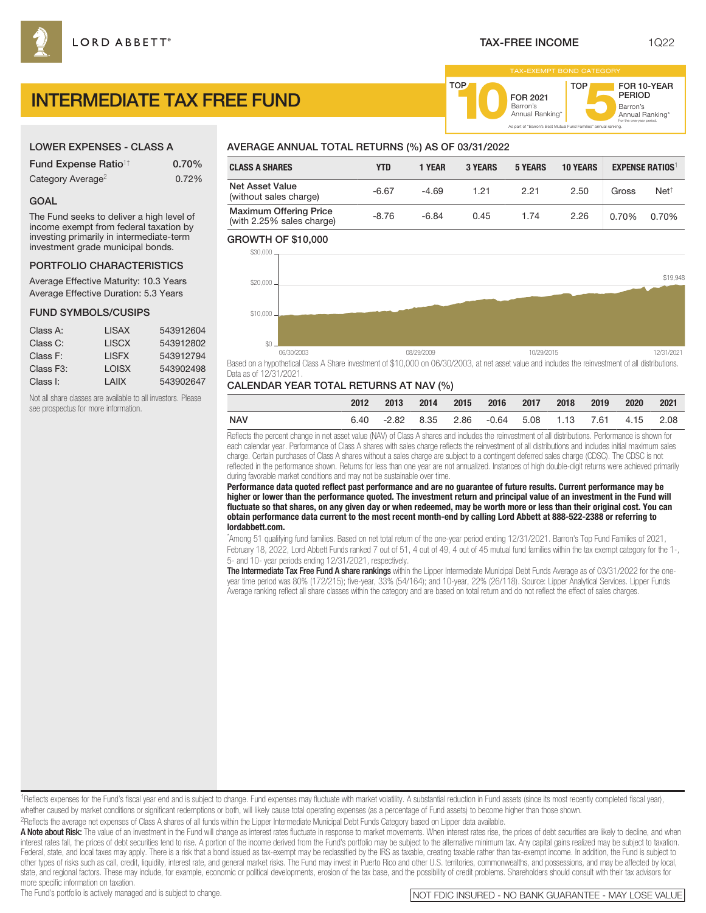LORD ABBETT®

TAX-FREE INCOME

1Q22

# INTERMEDIATE TAX FREE FUND

TAX-EXEMPT BOND CATEGORY

TOP 10 FOR 2021 Barron's Annual Ranking*

TOP 5 FOR 10-YEAR PERIOD Barron's Annual Ranking* For the one-year period.

As part of "Barron's Best Mutual Fund Families" annual ranking.

## LOWER EXPENSES - CLASS A

| | |
|---|---|
| Fund Expense Ratio[1†] | 0.70% |
| Category Average[2] | 0.72% |

## GOAL

The Fund seeks to deliver a high level of income exempt from federal taxation by investing primarily in intermediate-term investment grade municipal bonds.

## PORTFOLIO CHARACTERISTICS

Average Effective Maturity: 10.3 Years

Average Effective Duration: 5.3 Years

## FUND SYMBOLS/CUSIPS

| | | |
|---|---|---|
| Class A: | LISAX | 543912604 |
| Class C: | LISCX | 543912802 |
| Class F: | LISFX | 543912794 |
| Class F3: | LOISX | 543902498 |
| Class I: | LAIIX | 543902647 |

Not all share classes are available to all investors. Please see prospectus for more information.

## AVERAGE ANNUAL TOTAL RETURNS (%) AS OF 03/31/2022

| CLASS A SHARES | YTD | 1 YEAR | 3 YEARS | 5 YEARS | 10 YEARS | EXPENSE RATIOS[1] | |
|---|---|---|---|---|---|---|---|
| Net Asset Value (without sales charge) | -6.67 | -4.69 | 1.21 | 2.21 | 2.50 | Gross | Net[†] |
| Maximum Offering Price (with 2.25% sales charge) | -8.76 | -6.84 | 0.45 | 1.74 | 2.26 | 0.70% | 0.70% |

## GROWTH OF $10,000

$19,948

Based on a hypothetical Class A Share investment of $10,000 on 06/30/2003, at net asset value and includes the reinvestment of all distributions. Data as of 12/31/2021.

## CALENDAR YEAR TOTAL RETURNS AT NAV (%)

| | 2012 | 2013 | 2014 | 2015 | 2016 | 2017 | 2018 | 2019 | 2020 | 2021 |
|---|---|---|---|---|---|---|---|---|---|---|
| NAV | 6.40 | -2.82 | 8.35 | 2.86 | -0.64 | 5.08 | 1.13 | 7.61 | 4.15 | 2.08 |

Reflects the percent change in net asset value (NAV) of Class A shares and includes the reinvestment of all distributions. Performance is shown for each calendar year. Performance of Class A shares with sales charge reflects the reinvestment of all distributions and includes initial maximum sales charge. Certain purchases of Class A shares without a sales charge are subject to a contingent deferred sales charge (CDSC). The CDSC is not reflected in the performance shown. Returns for less than one year are not annualized. Instances of high double-digit returns were achieved primarily during favorable market conditions and may not be sustainable over time.

**Performance data quoted reflect past performance and are no guarantee of future results. Current performance may be higher or lower than the performance quoted. The investment return and principal value of an investment in the Fund will fluctuate so that shares, on any given day or when redeemed, may be worth more or less than their original cost. You can obtain performance data current to the most recent month-end by calling Lord Abbett at 888-522-2388 or referring to lordabbett.com.**

*Among 51 qualifying fund families. Based on net total return of the one-year period ending 12/31/2021. Barron's Top Fund Families of 2021, February 18, 2022, Lord Abbett Funds ranked 7 out of 51, 4 out of 49, 4 out of 45 mutual fund families within the tax exempt category for the 1-, 5- and 10- year periods ending 12/31/2021, respectively.

**The Intermediate Tax Free Fund A share rankings** within the Lipper Intermediate Municipal Debt Funds Average as of 03/31/2022 for the one-year time period was 80% (172/215); five-year, 33% (54/164); and 10-year, 22% (26/118). Source: Lipper Analytical Services. Lipper Funds Average ranking reflect all share classes within the category and are based on total return and do not reflect the effect of sales charges.

[1]Reflects expenses for the Fund's fiscal year end and is subject to change. Fund expenses may fluctuate with market volatility. A substantial reduction in Fund assets (since its most recently completed fiscal year), whether caused by market conditions or significant redemptions or both, will likely cause total operating expenses (as a percentage of Fund assets) to become higher than those shown.

[2]Reflects the average net expenses of Class A shares of all funds within the Lipper Intermediate Municipal Debt Funds Category based on Lipper data available.

**A Note about Risk:** The value of an investment in the Fund will change as interest rates fluctuate in response to market movements. When interest rates rise, the prices of debt securities are likely to decline, and when interest rates fall, the prices of debt securities tend to rise. A portion of the income derived from the Fund's portfolio may be subject to the alternative minimum tax. Any capital gains realized may be subject to taxation. Federal, state, and local taxes may apply. There is a risk that a bond issued as tax-exempt may be reclassified by the IRS as taxable, creating taxable rather than tax-exempt income. In addition, the Fund is subject to other types of risks such as call, credit, liquidity, interest rate, and general market risks. The Fund may invest in Puerto Rico and other U.S. territories, commonwealths, and possessions, and may be affected by local, state, and regional factors. These may include, for example, economic or political developments, erosion of the tax base, and the possibility of credit problems. Shareholders should consult with their tax advisors for more specific information on taxation.

The Fund's portfolio is actively managed and is subject to change.

NOT FDIC INSURED - NO BANK GUARANTEE - MAY LOSE VALUE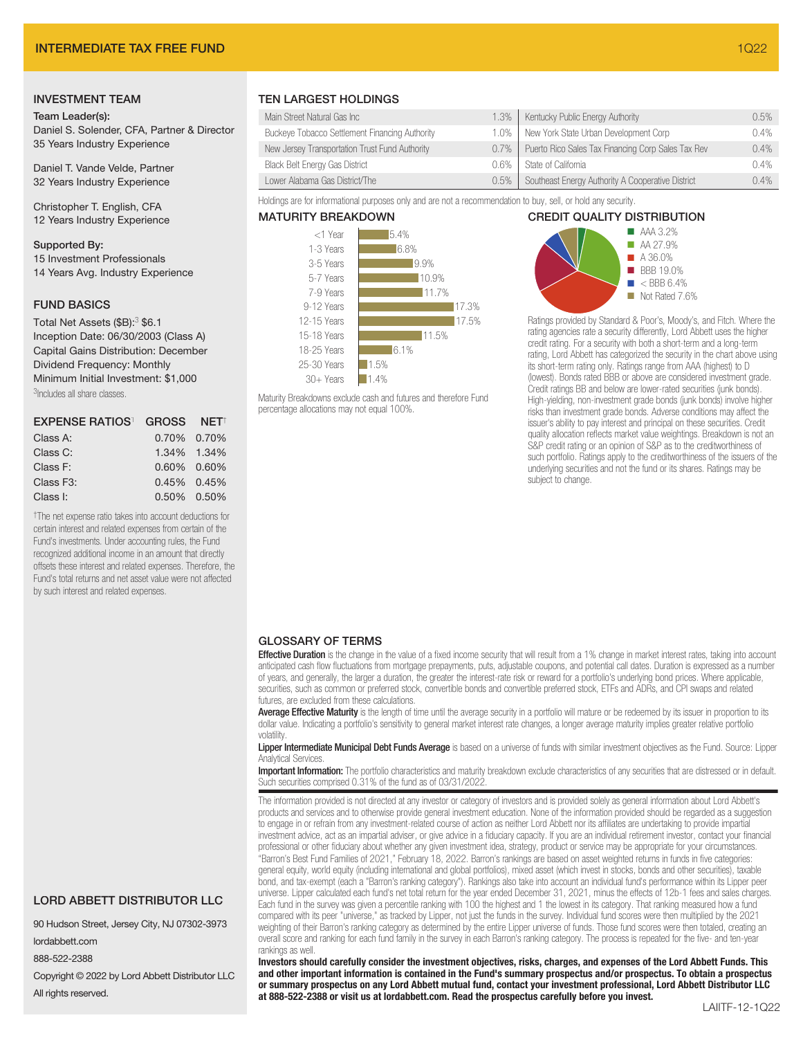## INTERMEDIATE TAX FREE FUND

### INVESTMENT TEAM

**Team Leader(s):**
Daniel S. Solender, CFA, Partner & Director
35 Years Industry Experience

Daniel T. Vande Velde, Partner
32 Years Industry Experience

Christopher T. English, CFA
12 Years Industry Experience

**Supported By:**
15 Investment Professionals
14 Years Avg. Industry Experience

### FUND BASICS

Total Net Assets ($B):[3] $6.1
Inception Date: 06/30/2003 (Class A)
Capital Gains Distribution: December
Dividend Frequency: Monthly
Minimum Initial Investment: $1,000

[3]Includes all share classes.

| EXPENSE RATIOS† | GROSS | NET† |
|---|---|---|
| Class A: | 0.70% | 0.70% |
| Class C: | 1.34% | 1.34% |
| Class F: | 0.60% | 0.60% |
| Class F3: | 0.45% | 0.45% |
| Class I: | 0.50% | 0.50% |

†The net expense ratio takes into account deductions for certain interest and related expenses from certain of the Fund's investments. Under accounting rules, the Fund recognized additional income in an amount that directly offsets these interest and related expenses. Therefore, the Fund's total returns and net asset value were not affected by such interest and related expenses.

### TEN LARGEST HOLDINGS

| | | | |
|---|---|---|---|
| Main Street Natural Gas Inc | 1.3% | Kentucky Public Energy Authority | 0.5% |
| Buckeye Tobacco Settlement Financing Authority | 1.0% | New York State Urban Development Corp | 0.4% |
| New Jersey Transportation Trust Fund Authority | 0.7% | Puerto Rico Sales Tax Financing Corp Sales Tax Rev | 0.4% |
| Black Belt Energy Gas District | 0.6% | State of California | 0.4% |
| Lower Alabama Gas District/The | 0.5% | Southeast Energy Authority A Cooperative District | 0.4% |

Holdings are for informational purposes only and are not a recommendation to buy, sell, or hold any security.

### MATURITY BREAKDOWN

<1 Year 5.4%
1-3 Years 6.8%
3-5 Years 9.9%
5-7 Years 10.9%
7-9 Years 11.7%
9-12 Years 17.3%
12-15 Years 17.5%
15-18 Years 11.5%
18-25 Years 6.1%
25-30 Years 1.5%
30+ Years 1.4%

Maturity Breakdowns exclude cash and futures and therefore Fund percentage allocations may not equal 100%.

### CREDIT QUALITY DISTRIBUTION

AAA 3.2%
AA 27.9%
A 36.0%
BBB 19.0%
< BBB 6.4%
Not Rated 7.6%

Ratings provided by Standard & Poor's, Moody's, and Fitch. Where the rating agencies rate a security differently, Lord Abbett uses the higher credit rating. For a security with both a short-term and a long-term rating, Lord Abbett has categorized the security in the chart above using its short-term rating only. Ratings range from AAA (highest) to D (lowest). Bonds rated BBB or above are considered investment grade. Credit ratings BB and below are lower-rated securities (junk bonds). High-yielding, non-investment grade bonds (junk bonds) involve higher risks than investment grade bonds. Adverse conditions may affect the issuer's ability to pay interest and principal on these securities. Credit quality allocation reflects market value weightings. Breakdown is not an S&P credit rating or an opinion of S&P as to the creditworthiness of such portfolio. Ratings apply to the creditworthiness of the issuers of the underlying securities and not the fund or its shares. Ratings may be subject to change.

### GLOSSARY OF TERMS

**Effective Duration** is the change in the value of a fixed income security that will result from a 1% change in market interest rates, taking into account anticipated cash flow fluctuations from mortgage prepayments, puts, adjustable coupons, and potential call dates. Duration is expressed as a number of years, and generally, the larger a duration, the greater the interest-rate risk or reward for a portfolio's underlying bond prices. Where applicable, securities, such as common or preferred stock, convertible bonds and convertible preferred stock, ETFs and ADRs, and CPI swaps and related futures, are excluded from these calculations.

**Average Effective Maturity** is the length of time until the average security in a portfolio will mature or be redeemed by its issuer in proportion to its dollar value. Indicating a portfolio's sensitivity to general market interest rate changes, a longer average maturity implies greater relative portfolio volatility.

**Lipper Intermediate Municipal Debt Funds Average** is based on a universe of funds with similar investment objectives as the Fund. Source: Lipper Analytical Services.

**Important Information:** The portfolio characteristics and maturity breakdown exclude characteristics of any securities that are distressed or in default. Such securities comprised 0.31% of the fund as of 03/31/2022.

The information provided is not directed at any investor or category of investors and is provided solely as general information about Lord Abbett's products and services and to otherwise provide general investment education. None of the information provided should be regarded as a suggestion to engage in or refrain from any investment-related course of action as neither Lord Abbett nor its affiliates are undertaking to provide impartial investment advice, act as an impartial adviser, or give advice in a fiduciary capacity. If you are an individual retirement investor, contact your financial professional or other fiduciary about whether any given investment idea, strategy, product or service may be appropriate for your circumstances.

"Barron's Best Fund Families of 2021," February 18, 2022. Barron's rankings are based on asset weighted returns in funds in five categories: general equity, world equity (including international and global portfolios), mixed asset (which invest in stocks, bonds and other securities), taxable bond, and tax-exempt (each a "Barron's ranking category"). Rankings also take into account an individual fund's performance within its Lipper peer universe. Lipper calculated each fund's net total return for the year ended December 31, 2021, minus the effects of 12b-1 fees and sales charges. Each fund in the survey was given a percentile ranking with 100 the highest and 1 the lowest in its category. That ranking measured how a fund compared with its peer "universe," as tracked by Lipper, not just the funds in the survey. Individual fund scores were then multiplied by the 2021 weighting of their Barron's ranking category as determined by the entire Lipper universe of funds. Those fund scores were then totaled, creating an overall score and ranking for each fund family in the survey in each Barron's ranking category. The process is repeated for the five- and ten-year rankings as well.

**Investors should carefully consider the investment objectives, risks, charges, and expenses of the Lord Abbett Funds. This and other important information is contained in the Fund's summary prospectus and/or prospectus. To obtain a prospectus or summary prospectus on any Lord Abbett mutual fund, contact your investment professional, Lord Abbett Distributor LLC at 888-522-2388 or visit us at lordabbett.com. Read the prospectus carefully before you invest.**

### LORD ABBETT DISTRIBUTOR LLC

90 Hudson Street, Jersey City, NJ 07302-3973

lordabbett.com

888-522-2388

Copyright © 2022 by Lord Abbett Distributor LLC

All rights reserved.

LAIITF-12-1Q22